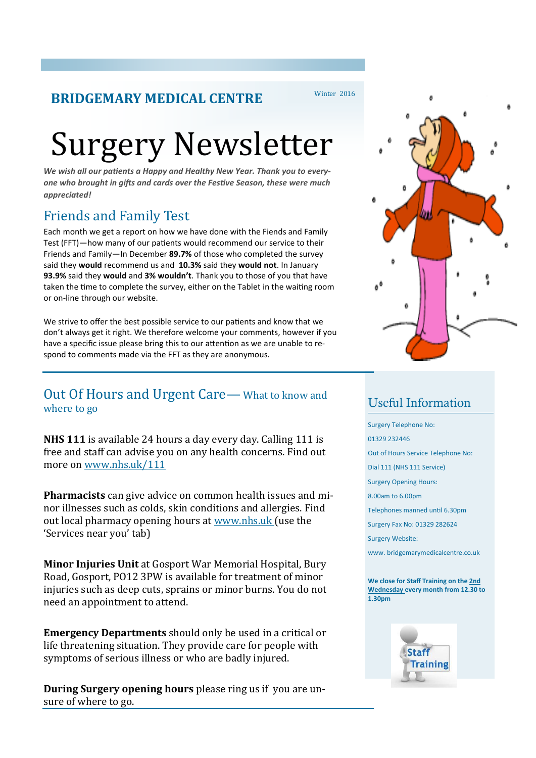**BRIDGEMARY MEDICAL CENTRE**

Winter 2016

# Surgery Newsletter

***We wish all our patients a Happy and Healthy New Year. Thank you to everyone who brought in gifts and cards over the Festive Season, these were much appreciated!***

## Friends and Family Test

Each month we get a report on how we have done with the Fiends and Family Test (FFT)—how many of our patients would recommend our service to their Friends and Family—In December **89.7%** of those who completed the survey said they **would** recommend us and **10.3%** said they **would not**. In January **93.9%** said they **would** and **3% wouldn't**. Thank you to those of you that have taken the time to complete the survey, either on the Tablet in the waiting room or on-line through our website.

We strive to offer the best possible service to our patients and know that we don't always get it right. We therefore welcome your comments, however if you have a specific issue please bring this to our attention as we are unable to respond to comments made via the FFT as they are anonymous.

## Out Of Hours and Urgent Care— What to know and where to go

**NHS 111** is available 24 hours a day every day. Calling 111 is free and staff can advise you on any health concerns. Find out more on www.nhs.uk/111

**Pharmacists** can give advice on common health issues and minor illnesses such as colds, skin conditions and allergies. Find out local pharmacy opening hours at www.nhs.uk (use the 'Services near you' tab)

**Minor Injuries Unit** at Gosport War Memorial Hospital, Bury Road, Gosport, PO12 3PW is available for treatment of minor injuries such as deep cuts, sprains or minor burns. You do not need an appointment to attend.

**Emergency Departments** should only be used in a critical or life threatening situation. They provide care for people with symptoms of serious illness or who are badly injured.

**During Surgery opening hours** please ring us if you are unsure of where to go.

## Useful Information

Surgery Telephone No:

01329 232446

Out of Hours Service Telephone No:

Dial 111 (NHS 111 Service)

Surgery Opening Hours:

8.00am to 6.00pm

Telephones manned until 6.30pm

Surgery Fax No: 01329 282624

Surgery Website:

www. bridgemarymedicalcentre.co.uk

**We close for Staff Training on the 2nd Wednesday every month from 12.30 to 1.30pm**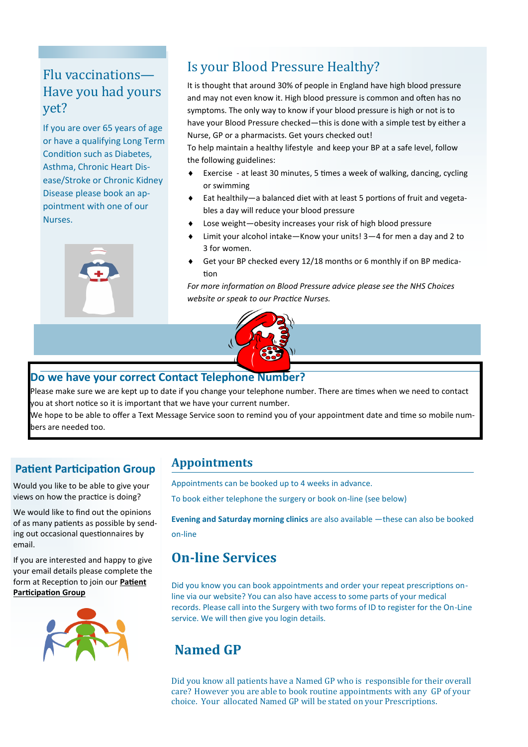## Flu vaccinations—Have you had yours yet?

If you are over 65 years of age or have a qualifying Long Term Condition such as Diabetes, Asthma, Chronic Heart Disease/Stroke or Chronic Kidney Disease please book an appointment with one of our Nurses.

## Is your Blood Pressure Healthy?

It is thought that around 30% of people in England have high blood pressure and may not even know it. High blood pressure is common and often has no symptoms. The only way to know if your blood pressure is high or not is to have your Blood Pressure checked—this is done with a simple test by either a Nurse, GP or a pharmacists. Get yours checked out!

To help maintain a healthy lifestyle and keep your BP at a safe level, follow the following guidelines:

- Exercise - at least 30 minutes, 5 times a week of walking, dancing, cycling or swimming
- Eat healthily—a balanced diet with at least 5 portions of fruit and vegetables a day will reduce your blood pressure
- Lose weight—obesity increases your risk of high blood pressure
- Limit your alcohol intake—Know your units! 3—4 for men a day and 2 to 3 for women.
- Get your BP checked every 12/18 months or 6 monthly if on BP medication

*For more information on Blood Pressure advice please see the NHS Choices website or speak to our Practice Nurses.*

## Do we have your correct Contact Telephone Number?

Please make sure we are kept up to date if you change your telephone number. There are times when we need to contact you at short notice so it is important that we have your current number.

We hope to be able to offer a Text Message Service soon to remind you of your appointment date and time so mobile numbers are needed too.

## Patient Participation Group

Would you like to be able to give your views on how the practice is doing?

We would like to find out the opinions of as many patients as possible by sending out occasional questionnaires by email.

If you are interested and happy to give your email details please complete the form at Reception to join our **Patient Participation Group**

## Appointments

Appointments can be booked up to 4 weeks in advance.

To book either telephone the surgery or book on-line (see below)

**Evening and Saturday morning clinics** are also available —these can also be booked on-line

## On-line Services

Did you know you can book appointments and order your repeat prescriptions on-line via our website? You can also have access to some parts of your medical records. Please call into the Surgery with two forms of ID to register for the On-Line service. We will then give you login details.

## Named GP

Did you know all patients have a Named GP who is responsible for their overall care? However you are able to book routine appointments with any GP of your choice. Your allocated Named GP will be stated on your Prescriptions.